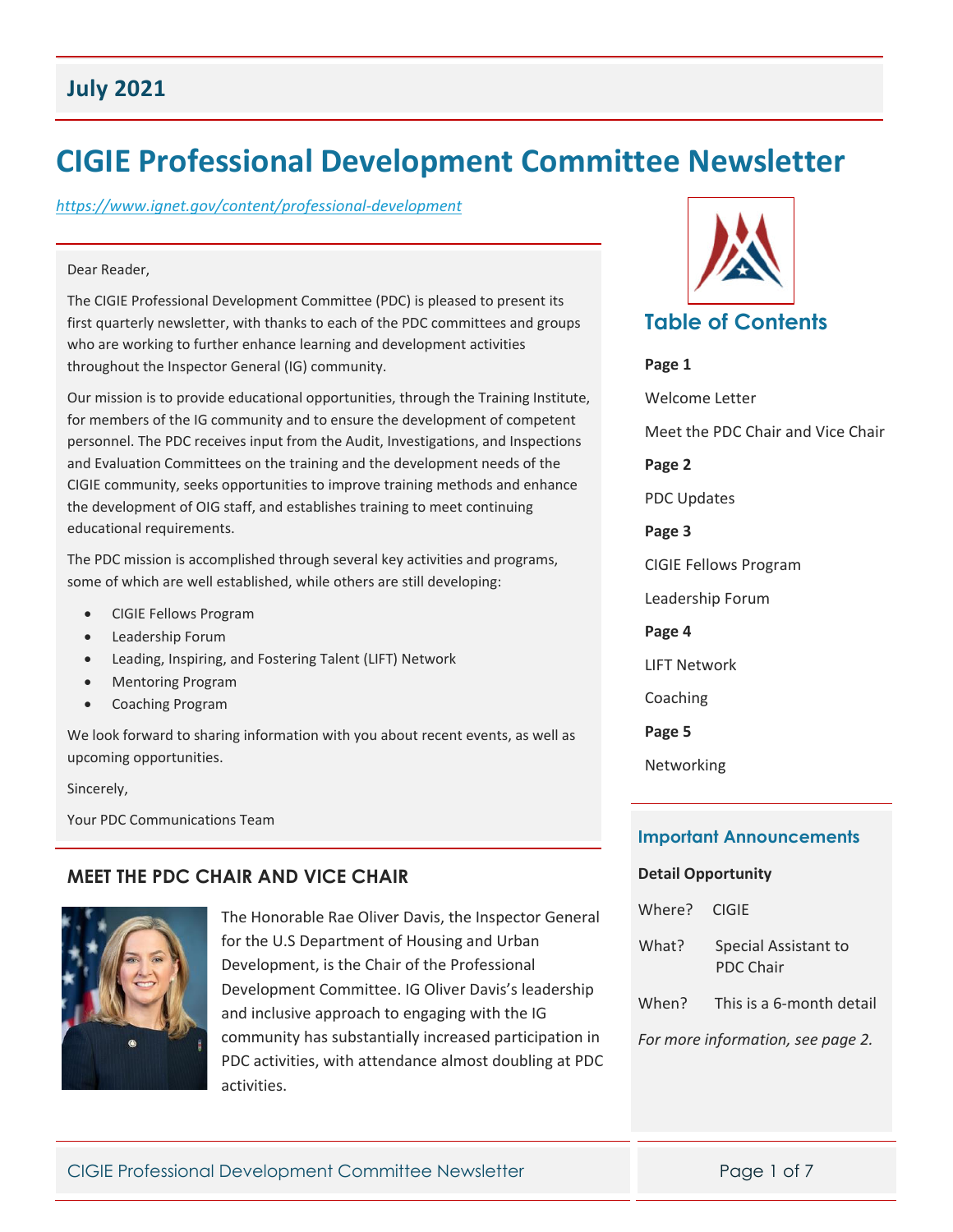**July 2021**

# CIGIE Professional Development Committee Newsletter

*https://www.ignet.gov/content/professional-development*

Dear Reader,

The CIGIE Professional Development Committee (PDC) is pleased to present its first quarterly newsletter, with thanks to each of the PDC committees and groups who are working to further enhance learning and development activities throughout the Inspector General (IG) community.

Our mission is to provide educational opportunities, through the Training Institute, for members of the IG community and to ensure the development of competent personnel. The PDC receives input from the Audit, Investigations, and Inspections and Evaluation Committees on the training and the development needs of the CIGIE community, seeks opportunities to improve training methods and enhance the development of OIG staff, and establishes training to meet continuing educational requirements.

The PDC mission is accomplished through several key activities and programs, some of which are well established, while others are still developing:

- CIGIE Fellows Program
- Leadership Forum
- Leading, Inspiring, and Fostering Talent (LIFT) Network
- Mentoring Program
- Coaching Program

We look forward to sharing information with you about recent events, as well as upcoming opportunities.

Sincerely,

Your PDC Communications Team

## MEET THE PDC CHAIR AND VICE CHAIR

The Honorable Rae Oliver Davis, the Inspector General for the U.S Department of Housing and Urban Development, is the Chair of the Professional Development Committee. IG Oliver Davis's leadership and inclusive approach to engaging with the IG community has substantially increased participation in PDC activities, with attendance almost doubling at PDC activities.

## Table of Contents

**Page 1**

Welcome Letter

Meet the PDC Chair and Vice Chair

**Page 2**

PDC Updates

**Page 3**

CIGIE Fellows Program

Leadership Forum

**Page 4**

LIFT Network

Coaching

**Page 5**

Networking

## Important Announcements

**Detail Opportunity**

Where? CIGIE

What? Special Assistant to PDC Chair

When? This is a 6-month detail

*For more information, see page 2.*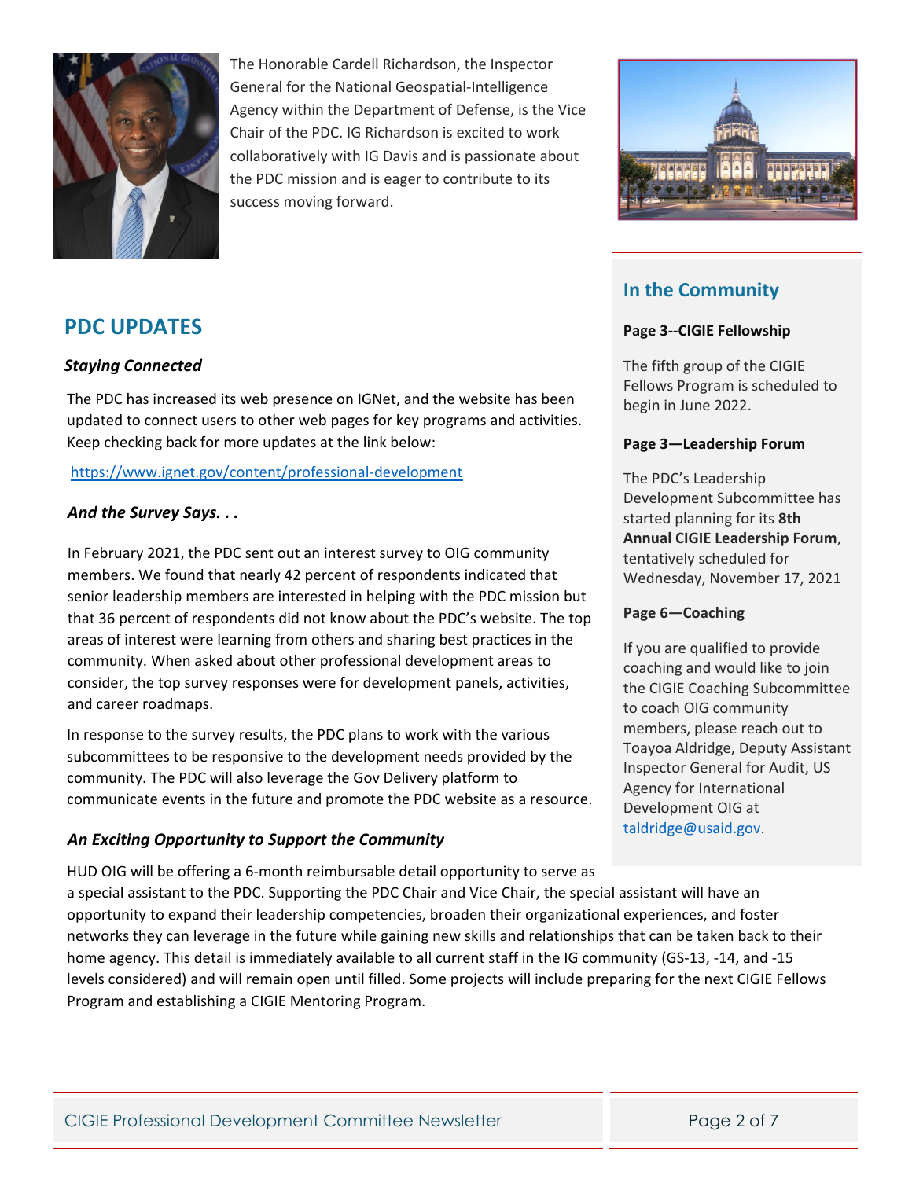The Honorable Cardell Richardson, the Inspector General for the National Geospatial-Intelligence Agency within the Department of Defense, is the Vice Chair of the PDC. IG Richardson is excited to work collaboratively with IG Davis and is passionate about the PDC mission and is eager to contribute to its success moving forward.

## PDC UPDATES

### *Staying Connected*

The PDC has increased its web presence on IGNet, and the website has been updated to connect users to other web pages for key programs and activities. Keep checking back for more updates at the link below:

https://www.ignet.gov/content/professional-development

### *And the Survey Says. . .*

In February 2021, the PDC sent out an interest survey to OIG community members. We found that nearly 42 percent of respondents indicated that senior leadership members are interested in helping with the PDC mission but that 36 percent of respondents did not know about the PDC's website. The top areas of interest were learning from others and sharing best practices in the community. When asked about other professional development areas to consider, the top survey responses were for development panels, activities, and career roadmaps.

In response to the survey results, the PDC plans to work with the various subcommittees to be responsive to the development needs provided by the community. The PDC will also leverage the Gov Delivery platform to communicate events in the future and promote the PDC website as a resource.

### *An Exciting Opportunity to Support the Community*

HUD OIG will be offering a 6-month reimbursable detail opportunity to serve as a special assistant to the PDC. Supporting the PDC Chair and Vice Chair, the special assistant will have an opportunity to expand their leadership competencies, broaden their organizational experiences, and foster networks they can leverage in the future while gaining new skills and relationships that can be taken back to their home agency. This detail is immediately available to all current staff in the IG community (GS-13, -14, and -15 levels considered) and will remain open until filled. Some projects will include preparing for the next CIGIE Fellows Program and establishing a CIGIE Mentoring Program.

## In the Community

**Page 3--CIGIE Fellowship**

The fifth group of the CIGIE Fellows Program is scheduled to begin in June 2022.

**Page 3—Leadership Forum**

The PDC's Leadership Development Subcommittee has started planning for its **8th Annual CIGIE Leadership Forum**, tentatively scheduled for Wednesday, November 17, 2021

**Page 6—Coaching**

If you are qualified to provide coaching and would like to join the CIGIE Coaching Subcommittee to coach OIG community members, please reach out to Toayoa Aldridge, Deputy Assistant Inspector General for Audit, US Agency for International Development OIG at taldridge@usaid.gov.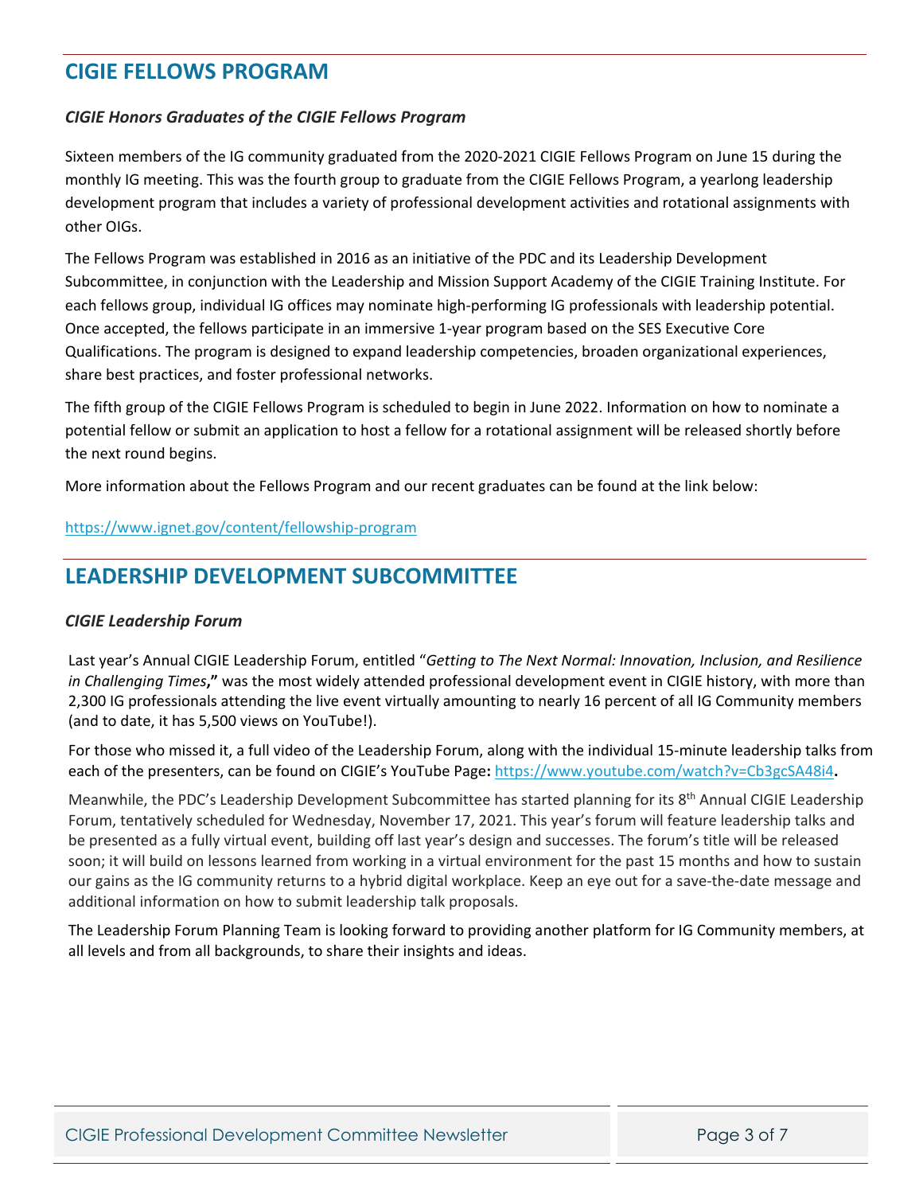## CIGIE FELLOWS PROGRAM

### *CIGIE Honors Graduates of the CIGIE Fellows Program*

Sixteen members of the IG community graduated from the 2020-2021 CIGIE Fellows Program on June 15 during the monthly IG meeting. This was the fourth group to graduate from the CIGIE Fellows Program, a yearlong leadership development program that includes a variety of professional development activities and rotational assignments with other OIGs.

The Fellows Program was established in 2016 as an initiative of the PDC and its Leadership Development Subcommittee, in conjunction with the Leadership and Mission Support Academy of the CIGIE Training Institute. For each fellows group, individual IG offices may nominate high-performing IG professionals with leadership potential. Once accepted, the fellows participate in an immersive 1-year program based on the SES Executive Core Qualifications. The program is designed to expand leadership competencies, broaden organizational experiences, share best practices, and foster professional networks.

The fifth group of the CIGIE Fellows Program is scheduled to begin in June 2022. Information on how to nominate a potential fellow or submit an application to host a fellow for a rotational assignment will be released shortly before the next round begins.

More information about the Fellows Program and our recent graduates can be found at the link below:

https://www.ignet.gov/content/fellowship-program

## LEADERSHIP DEVELOPMENT SUBCOMMITTEE

### *CIGIE Leadership Forum*

Last year's Annual CIGIE Leadership Forum, entitled "*Getting to The Next Normal: Innovation, Inclusion, and Resilience in Challenging Times*," was the most widely attended professional development event in CIGIE history, with more than 2,300 IG professionals attending the live event virtually amounting to nearly 16 percent of all IG Community members (and to date, it has 5,500 views on YouTube!).

For those who missed it, a full video of the Leadership Forum, along with the individual 15-minute leadership talks from each of the presenters, can be found on CIGIE's YouTube Page**:** https://www.youtube.com/watch?v=Cb3gcSA48i4**.**

Meanwhile, the PDC's Leadership Development Subcommittee has started planning for its 8th Annual CIGIE Leadership Forum, tentatively scheduled for Wednesday, November 17, 2021. This year's forum will feature leadership talks and be presented as a fully virtual event, building off last year's design and successes. The forum's title will be released soon; it will build on lessons learned from working in a virtual environment for the past 15 months and how to sustain our gains as the IG community returns to a hybrid digital workplace. Keep an eye out for a save-the-date message and additional information on how to submit leadership talk proposals.

The Leadership Forum Planning Team is looking forward to providing another platform for IG Community members, at all levels and from all backgrounds, to share their insights and ideas.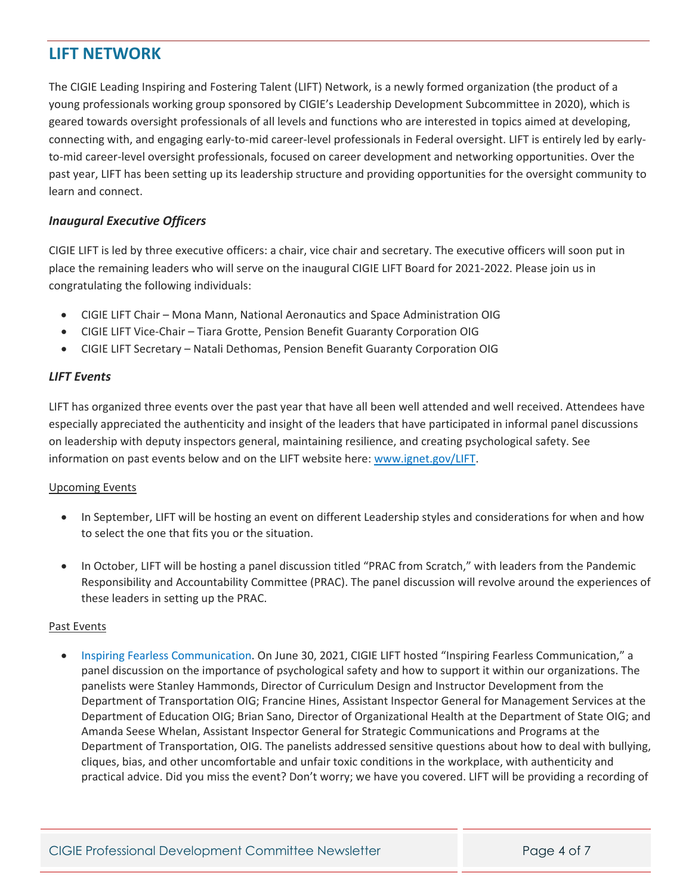## LIFT NETWORK

The CIGIE Leading Inspiring and Fostering Talent (LIFT) Network, is a newly formed organization (the product of a young professionals working group sponsored by CIGIE's Leadership Development Subcommittee in 2020), which is geared towards oversight professionals of all levels and functions who are interested in topics aimed at developing, connecting with, and engaging early-to-mid career-level professionals in Federal oversight. LIFT is entirely led by early-to-mid career-level oversight professionals, focused on career development and networking opportunities. Over the past year, LIFT has been setting up its leadership structure and providing opportunities for the oversight community to learn and connect.

### *Inaugural Executive Officers*

CIGIE LIFT is led by three executive officers: a chair, vice chair and secretary. The executive officers will soon put in place the remaining leaders who will serve on the inaugural CIGIE LIFT Board for 2021-2022. Please join us in congratulating the following individuals:

- CIGIE LIFT Chair – Mona Mann, National Aeronautics and Space Administration OIG
- CIGIE LIFT Vice-Chair – Tiara Grotte, Pension Benefit Guaranty Corporation OIG
- CIGIE LIFT Secretary – Natali Dethomas, Pension Benefit Guaranty Corporation OIG

### *LIFT Events*

LIFT has organized three events over the past year that have all been well attended and well received. Attendees have especially appreciated the authenticity and insight of the leaders that have participated in informal panel discussions on leadership with deputy inspectors general, maintaining resilience, and creating psychological safety. See information on past events below and on the LIFT website here: www.ignet.gov/LIFT.

Upcoming Events

- In September, LIFT will be hosting an event on different Leadership styles and considerations for when and how to select the one that fits you or the situation.
- In October, LIFT will be hosting a panel discussion titled "PRAC from Scratch," with leaders from the Pandemic Responsibility and Accountability Committee (PRAC). The panel discussion will revolve around the experiences of these leaders in setting up the PRAC.

Past Events

- Inspiring Fearless Communication. On June 30, 2021, CIGIE LIFT hosted "Inspiring Fearless Communication," a panel discussion on the importance of psychological safety and how to support it within our organizations. The panelists were Stanley Hammonds, Director of Curriculum Design and Instructor Development from the Department of Transportation OIG; Francine Hines, Assistant Inspector General for Management Services at the Department of Education OIG; Brian Sano, Director of Organizational Health at the Department of State OIG; and Amanda Seese Whelan, Assistant Inspector General for Strategic Communications and Programs at the Department of Transportation, OIG. The panelists addressed sensitive questions about how to deal with bullying, cliques, bias, and other uncomfortable and unfair toxic conditions in the workplace, with authenticity and practical advice. Did you miss the event? Don't worry; we have you covered. LIFT will be providing a recording of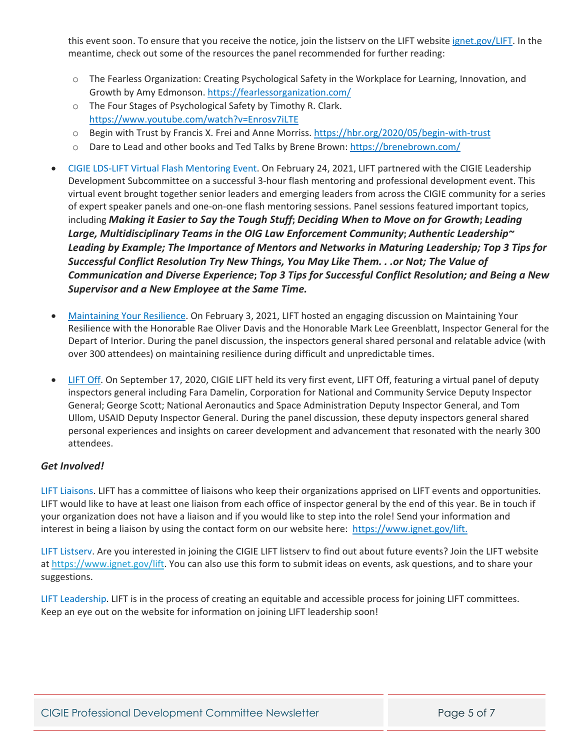this event soon. To ensure that you receive the notice, join the listserv on the LIFT website [ignet.gov/LIFT](https://ignet.gov/LIFT). In the meantime, check out some of the resources the panel recommended for further reading:

- The Fearless Organization: Creating Psychological Safety in the Workplace for Learning, Innovation, and Growth by Amy Edmonson. https://fearlessorganization.com/
- The Four Stages of Psychological Safety by Timothy R. Clark. https://www.youtube.com/watch?v=Enrosv7iLTE
- Begin with Trust by Francis X. Frei and Anne Morriss. https://hbr.org/2020/05/begin-with-trust
- Dare to Lead and other books and Ted Talks by Brene Brown: https://brenebrown.com/

- CIGIE LDS-LIFT Virtual Flash Mentoring Event. On February 24, 2021, LIFT partnered with the CIGIE Leadership Development Subcommittee on a successful 3-hour flash mentoring and professional development event. This virtual event brought together senior leaders and emerging leaders from across the CIGIE community for a series of expert speaker panels and one-on-one flash mentoring sessions. Panel sessions featured important topics, including ***Making it Easier to Say the Tough Stuff***; ***Deciding When to Move on for Growth***; ***Leading Large, Multidisciplinary Teams in the OIG Law Enforcement Community***; ***Authentic Leadership~ Leading by Example; The Importance of Mentors and Networks in Maturing Leadership; Top 3 Tips for Successful Conflict Resolution Try New Things, You May Like Them. . .or Not; The Value of Communication and Diverse Experience***; ***Top 3 Tips for Successful Conflict Resolution; and Being a New Supervisor and a New Employee at the Same Time.***

- Maintaining Your Resilience. On February 3, 2021, LIFT hosted an engaging discussion on Maintaining Your Resilience with the Honorable Rae Oliver Davis and the Honorable Mark Lee Greenblatt, Inspector General for the Depart of Interior. During the panel discussion, the inspectors general shared personal and relatable advice (with over 300 attendees) on maintaining resilience during difficult and unpredictable times.

- LIFT Off. On September 17, 2020, CIGIE LIFT held its very first event, LIFT Off, featuring a virtual panel of deputy inspectors general including Fara Damelin, Corporation for National and Community Service Deputy Inspector General; George Scott; National Aeronautics and Space Administration Deputy Inspector General, and Tom Ullom, USAID Deputy Inspector General. During the panel discussion, these deputy inspectors general shared personal experiences and insights on career development and advancement that resonated with the nearly 300 attendees.

### *Get Involved!*

LIFT Liaisons. LIFT has a committee of liaisons who keep their organizations apprised on LIFT events and opportunities. LIFT would like to have at least one liaison from each office of inspector general by the end of this year. Be in touch if your organization does not have a liaison and if you would like to step into the role! Send your information and interest in being a liaison by using the contact form on our website here: https://www.ignet.gov/lift.

LIFT Listserv. Are you interested in joining the CIGIE LIFT listserv to find out about future events? Join the LIFT website at https://www.ignet.gov/lift. You can also use this form to submit ideas on events, ask questions, and to share your suggestions.

LIFT Leadership. LIFT is in the process of creating an equitable and accessible process for joining LIFT committees. Keep an eye out on the website for information on joining LIFT leadership soon!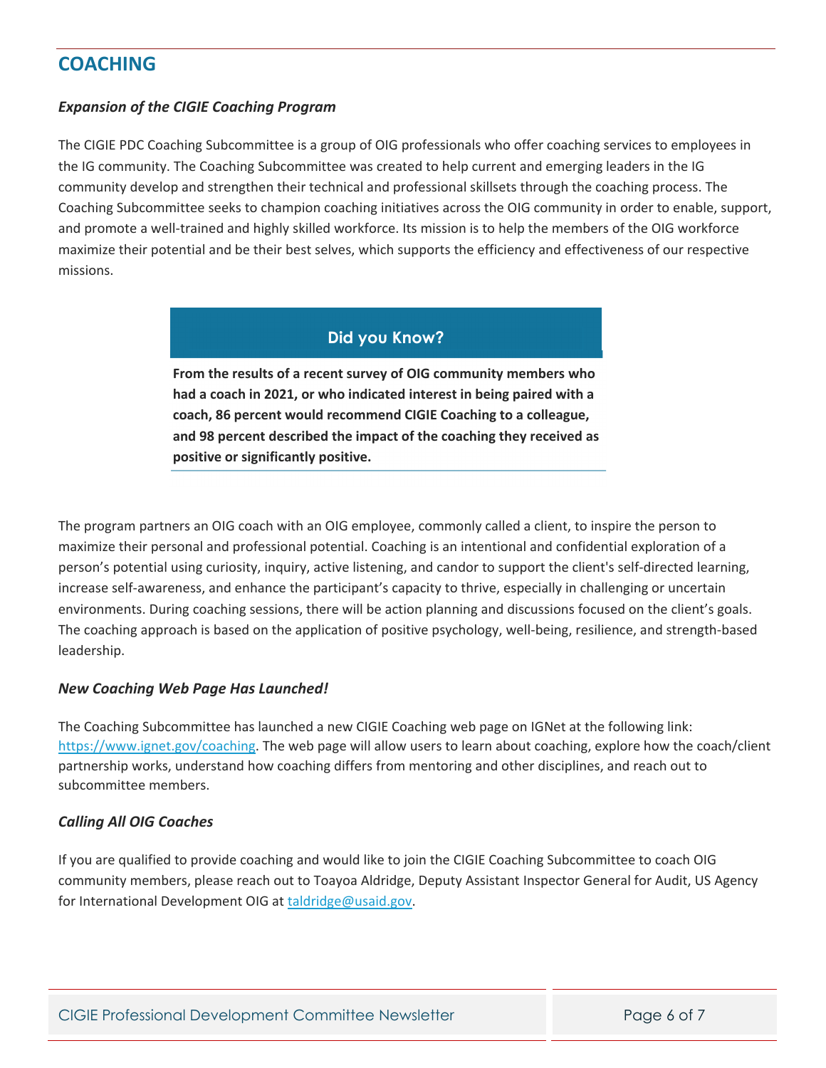## COACHING

### *Expansion of the CIGIE Coaching Program*

The CIGIE PDC Coaching Subcommittee is a group of OIG professionals who offer coaching services to employees in the IG community. The Coaching Subcommittee was created to help current and emerging leaders in the IG community develop and strengthen their technical and professional skillsets through the coaching process. The Coaching Subcommittee seeks to champion coaching initiatives across the OIG community in order to enable, support, and promote a well-trained and highly skilled workforce. Its mission is to help the members of the OIG workforce maximize their potential and be their best selves, which supports the efficiency and effectiveness of our respective missions.

> **Did you Know?**
>
> **From the results of a recent survey of OIG community members who had a coach in 2021, or who indicated interest in being paired with a coach, 86 percent would recommend CIGIE Coaching to a colleague, and 98 percent described the impact of the coaching they received as positive or significantly positive.**

The program partners an OIG coach with an OIG employee, commonly called a client, to inspire the person to maximize their personal and professional potential. Coaching is an intentional and confidential exploration of a person's potential using curiosity, inquiry, active listening, and candor to support the client's self-directed learning, increase self-awareness, and enhance the participant's capacity to thrive, especially in challenging or uncertain environments. During coaching sessions, there will be action planning and discussions focused on the client's goals. The coaching approach is based on the application of positive psychology, well-being, resilience, and strength-based leadership.

### *New Coaching Web Page Has Launched!*

The Coaching Subcommittee has launched a new CIGIE Coaching web page on IGNet at the following link: https://www.ignet.gov/coaching. The web page will allow users to learn about coaching, explore how the coach/client partnership works, understand how coaching differs from mentoring and other disciplines, and reach out to subcommittee members.

### *Calling All OIG Coaches*

If you are qualified to provide coaching and would like to join the CIGIE Coaching Subcommittee to coach OIG community members, please reach out to Toayoa Aldridge, Deputy Assistant Inspector General for Audit, US Agency for International Development OIG at taldridge@usaid.gov.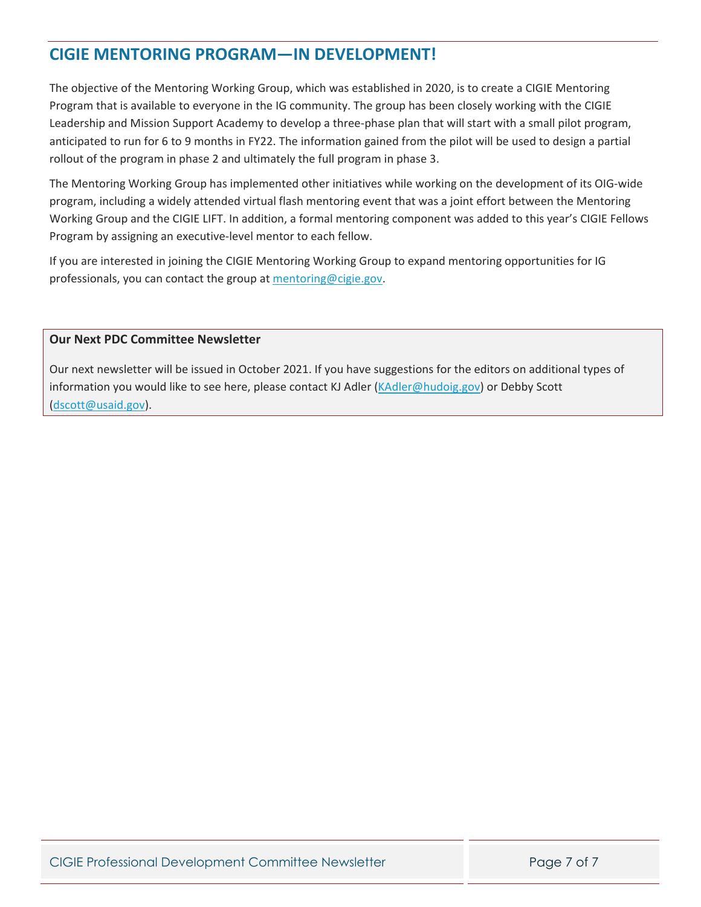## CIGIE MENTORING PROGRAM—IN DEVELOPMENT!

The objective of the Mentoring Working Group, which was established in 2020, is to create a CIGIE Mentoring Program that is available to everyone in the IG community. The group has been closely working with the CIGIE Leadership and Mission Support Academy to develop a three-phase plan that will start with a small pilot program, anticipated to run for 6 to 9 months in FY22. The information gained from the pilot will be used to design a partial rollout of the program in phase 2 and ultimately the full program in phase 3.

The Mentoring Working Group has implemented other initiatives while working on the development of its OIG-wide program, including a widely attended virtual flash mentoring event that was a joint effort between the Mentoring Working Group and the CIGIE LIFT. In addition, a formal mentoring component was added to this year's CIGIE Fellows Program by assigning an executive-level mentor to each fellow.

If you are interested in joining the CIGIE Mentoring Working Group to expand mentoring opportunities for IG professionals, you can contact the group at mentoring@cigie.gov.

**Our Next PDC Committee Newsletter**

Our next newsletter will be issued in October 2021. If you have suggestions for the editors on additional types of information you would like to see here, please contact KJ Adler (KAdler@hudoig.gov) or Debby Scott (dscott@usaid.gov).